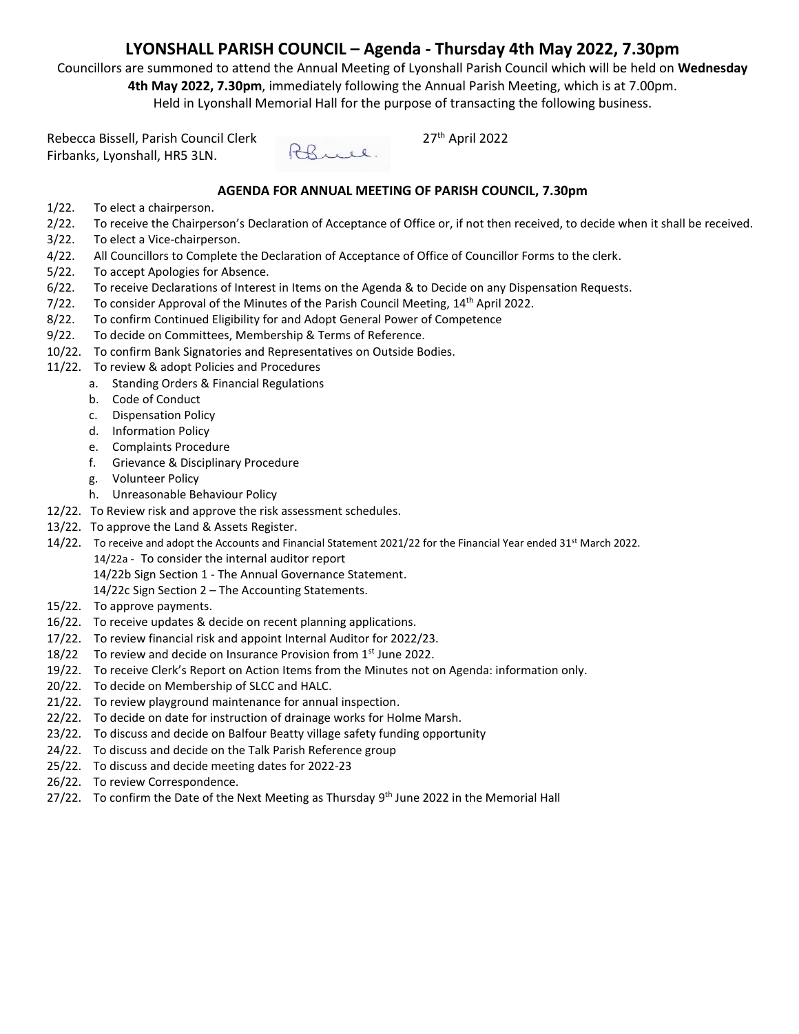# LYONSHALL PARISH COUNCIL – Agenda - Thursday 4th May 2022, 7.30pm

Councillors are summoned to attend the Annual Meeting of Lyonshall Parish Council which will be held on **Wednesday 4th May 2022, 7.30pm**, immediately following the Annual Parish Meeting, which is at 7.00pm.
Held in Lyonshall Memorial Hall for the purpose of transacting the following business.

Rebecca Bissell, Parish Council Clerk
Firbanks, Lyonshall, HR5 3LN.

27th April 2022

### AGENDA FOR ANNUAL MEETING OF PARISH COUNCIL, 7.30pm

1/22. To elect a chairperson.
2/22. To receive the Chairperson's Declaration of Acceptance of Office or, if not then received, to decide when it shall be received.
3/22. To elect a Vice-chairperson.
4/22. All Councillors to Complete the Declaration of Acceptance of Office of Councillor Forms to the clerk.
5/22. To accept Apologies for Absence.
6/22. To receive Declarations of Interest in Items on the Agenda & to Decide on any Dispensation Requests.
7/22. To consider Approval of the Minutes of the Parish Council Meeting, 14th April 2022.
8/22. To confirm Continued Eligibility for and Adopt General Power of Competence
9/22. To decide on Committees, Membership & Terms of Reference.
10/22. To confirm Bank Signatories and Representatives on Outside Bodies.
11/22. To review & adopt Policies and Procedures
   a. Standing Orders & Financial Regulations
   b. Code of Conduct
   c. Dispensation Policy
   d. Information Policy
   e. Complaints Procedure
   f. Grievance & Disciplinary Procedure
   g. Volunteer Policy
   h. Unreasonable Behaviour Policy
12/22. To Review risk and approve the risk assessment schedules.
13/22. To approve the Land & Assets Register.
14/22. To receive and adopt the Accounts and Financial Statement 2021/22 for the Financial Year ended 31st March 2022.
   14/22a - To consider the internal auditor report
   14/22b Sign Section 1 - The Annual Governance Statement.
   14/22c Sign Section 2 – The Accounting Statements.
15/22. To approve payments.
16/22. To receive updates & decide on recent planning applications.
17/22. To review financial risk and appoint Internal Auditor for 2022/23.
18/22 To review and decide on Insurance Provision from 1st June 2022.
19/22. To receive Clerk's Report on Action Items from the Minutes not on Agenda: information only.
20/22. To decide on Membership of SLCC and HALC.
21/22. To review playground maintenance for annual inspection.
22/22. To decide on date for instruction of drainage works for Holme Marsh.
23/22. To discuss and decide on Balfour Beatty village safety funding opportunity
24/22. To discuss and decide on the Talk Parish Reference group
25/22. To discuss and decide meeting dates for 2022-23
26/22. To review Correspondence.
27/22. To confirm the Date of the Next Meeting as Thursday 9th June 2022 in the Memorial Hall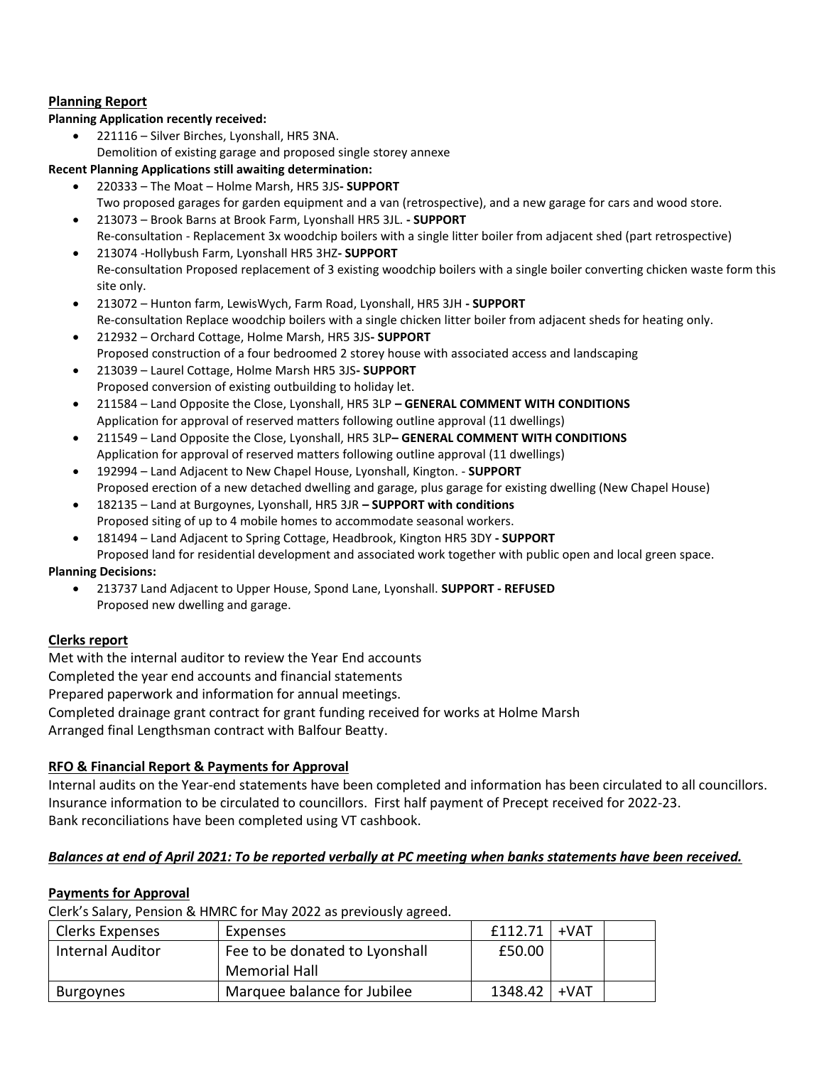## Planning Report

**Planning Application recently received:**

- 221116 – Silver Birches, Lyonshall, HR5 3NA.
  Demolition of existing garage and proposed single storey annexe

**Recent Planning Applications still awaiting determination:**

- 220333 – The Moat – Holme Marsh, HR5 3JS**- SUPPORT**
  Two proposed garages for garden equipment and a van (retrospective), and a new garage for cars and wood store.
- 213073 – Brook Barns at Brook Farm, Lyonshall HR5 3JL. **- SUPPORT**
  Re-consultation - Replacement 3x woodchip boilers with a single litter boiler from adjacent shed (part retrospective)
- 213074 -Hollybush Farm, Lyonshall HR5 3HZ**- SUPPORT**
  Re-consultation Proposed replacement of 3 existing woodchip boilers with a single boiler converting chicken waste form this site only.
- 213072 – Hunton farm, LewisWych, Farm Road, Lyonshall, HR5 3JH **- SUPPORT**
  Re-consultation Replace woodchip boilers with a single chicken litter boiler from adjacent sheds for heating only.
- 212932 – Orchard Cottage, Holme Marsh, HR5 3JS**- SUPPORT**
  Proposed construction of a four bedroomed 2 storey house with associated access and landscaping
- 213039 – Laurel Cottage, Holme Marsh HR5 3JS**- SUPPORT**
  Proposed conversion of existing outbuilding to holiday let.
- 211584 – Land Opposite the Close, Lyonshall, HR5 3LP **– GENERAL COMMENT WITH CONDITIONS**
  Application for approval of reserved matters following outline approval (11 dwellings)
- 211549 – Land Opposite the Close, Lyonshall, HR5 3LP**– GENERAL COMMENT WITH CONDITIONS**
  Application for approval of reserved matters following outline approval (11 dwellings)
- 192994 – Land Adjacent to New Chapel House, Lyonshall, Kington. - **SUPPORT**
  Proposed erection of a new detached dwelling and garage, plus garage for existing dwelling (New Chapel House)
- 182135 – Land at Burgoynes, Lyonshall, HR5 3JR **– SUPPORT with conditions**
  Proposed siting of up to 4 mobile homes to accommodate seasonal workers.
- 181494 – Land Adjacent to Spring Cottage, Headbrook, Kington HR5 3DY **- SUPPORT**
  Proposed land for residential development and associated work together with public open and local green space.

**Planning Decisions:**

- 213737 Land Adjacent to Upper House, Spond Lane, Lyonshall. **SUPPORT - REFUSED**
  Proposed new dwelling and garage.

## Clerks report

Met with the internal auditor to review the Year End accounts
Completed the year end accounts and financial statements
Prepared paperwork and information for annual meetings.
Completed drainage grant contract for grant funding received for works at Holme Marsh
Arranged final Lengthsman contract with Balfour Beatty.

## RFO & Financial Report & Payments for Approval

Internal audits on the Year-end statements have been completed and information has been circulated to all councillors.
Insurance information to be circulated to councillors. First half payment of Precept received for 2022-23.
Bank reconciliations have been completed using VT cashbook.

***Balances at end of April 2021: To be reported verbally at PC meeting when banks statements have been received.***

## Payments for Approval

Clerk's Salary, Pension & HMRC for May 2022 as previously agreed.

| | | | | |
|---|---|---|---|---|
| Clerks Expenses | Expenses | £112.71 | +VAT | |
| Internal Auditor | Fee to be donated to Lyonshall Memorial Hall | £50.00 | | |
| Burgoynes | Marquee balance for Jubilee | 1348.42 | +VAT | |